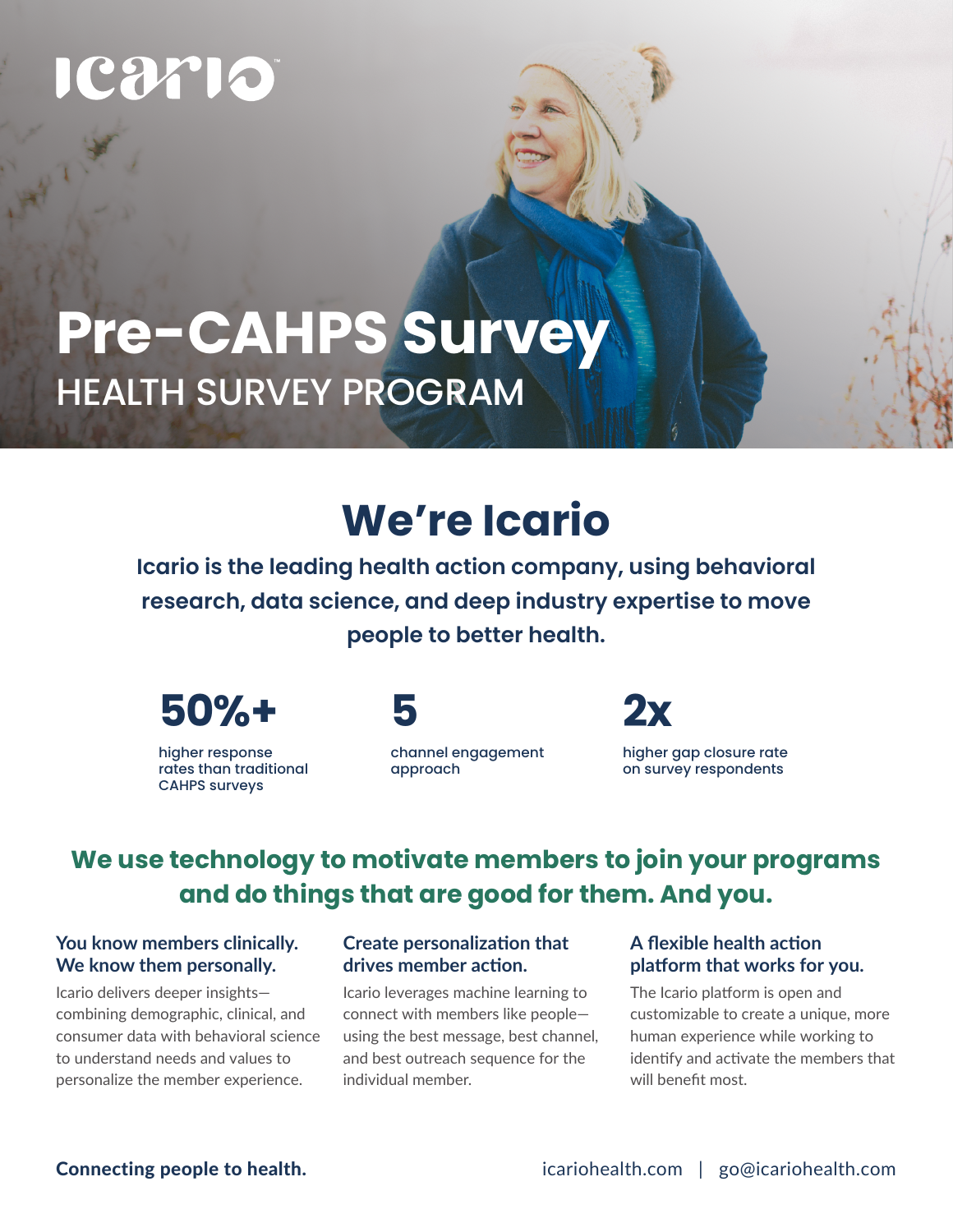icario

# Pre-CAHPS Survey

HEALTH SURVEY PROGRAM

## We're Icario

**Icario is the leading health action company, using behavioral research, data science, and deep industry expertise to move people to better health.**

**50%+**

higher response rates than traditional CAHPS surveys

**5**

channel engagement approach

**2x**

higher gap closure rate on survey respondents

## We use technology to motivate members to join your programs and do things that are good for them. And you.

### You know members clinically. We know them personally.

Icario delivers deeper insights—combining demographic, clinical, and consumer data with behavioral science to understand needs and values to personalize the member experience.

### Create personalization that drives member action.

Icario leverages machine learning to connect with members like people—using the best message, best channel, and best outreach sequence for the individual member.

### A flexible health action platform that works for you.

The Icario platform is open and customizable to create a unique, more human experience while working to identify and activate the members that will benefit most.

**Connecting people to health.**

icariohealth.com | go@icariohealth.com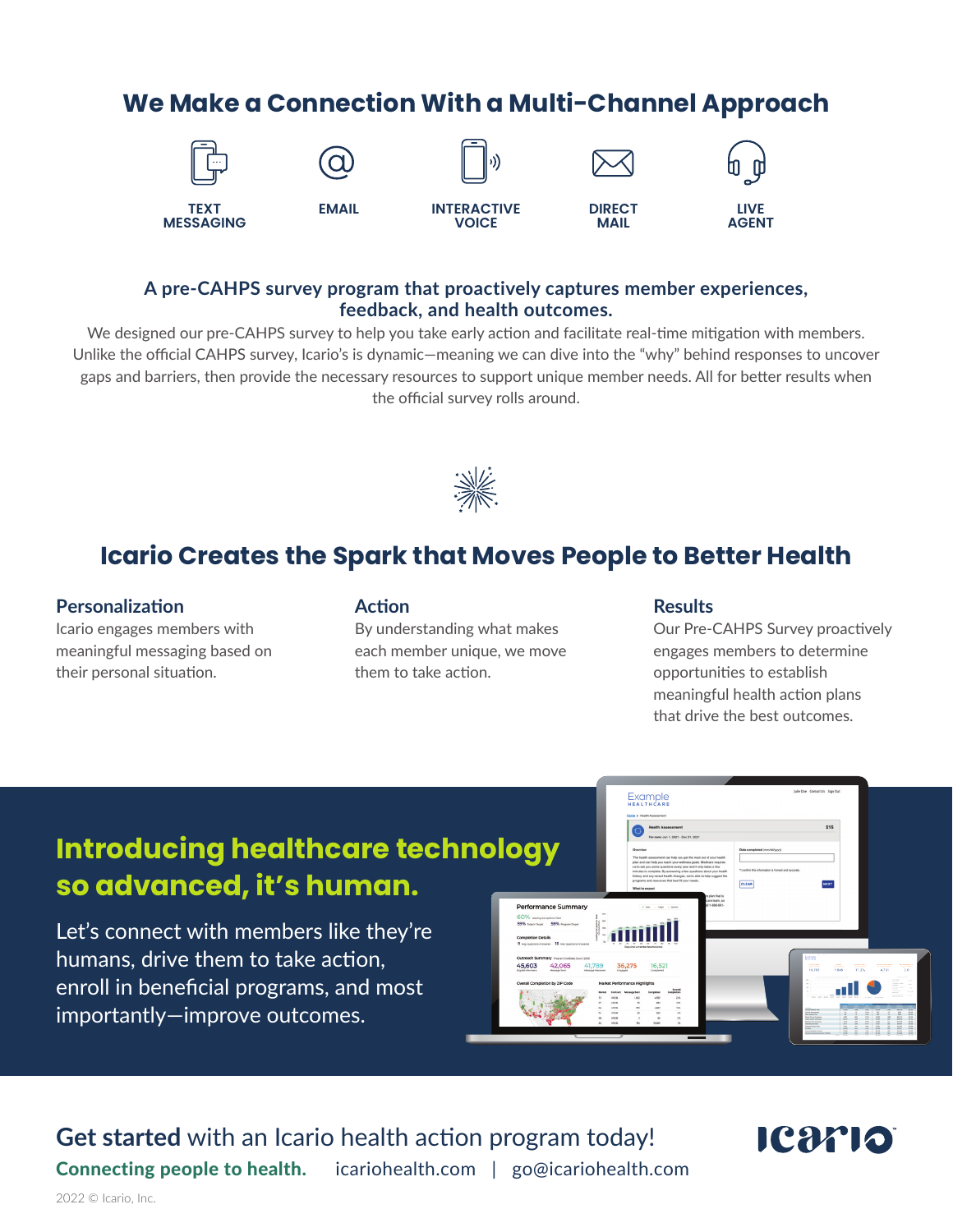## We Make a Connection With a Multi-Channel Approach

TEXT MESSAGING

EMAIL

INTERACTIVE VOICE

DIRECT MAIL

LIVE AGENT

### A pre-CAHPS survey program that proactively captures member experiences, feedback, and health outcomes.

We designed our pre-CAHPS survey to help you take early action and facilitate real-time mitigation with members. Unlike the official CAHPS survey, Icario's is dynamic—meaning we can dive into the "why" behind responses to uncover gaps and barriers, then provide the necessary resources to support unique member needs. All for better results when the official survey rolls around.

## Icario Creates the Spark that Moves People to Better Health

### Personalization

Icario engages members with meaningful messaging based on their personal situation.

### Action

By understanding what makes each member unique, we move them to take action.

### Results

Our Pre-CAHPS Survey proactively engages members to determine opportunities to establish meaningful health action plans that drive the best outcomes.

## Introducing healthcare technology so advanced, it's human.

Let's connect with members like they're humans, drive them to take action, enroll in beneficial programs, and most importantly—improve outcomes.

**Get started** with an Icario health action program today!

**Connecting people to health.** icariohealth.com | go@icariohealth.com

icario

2022 © Icario, Inc.